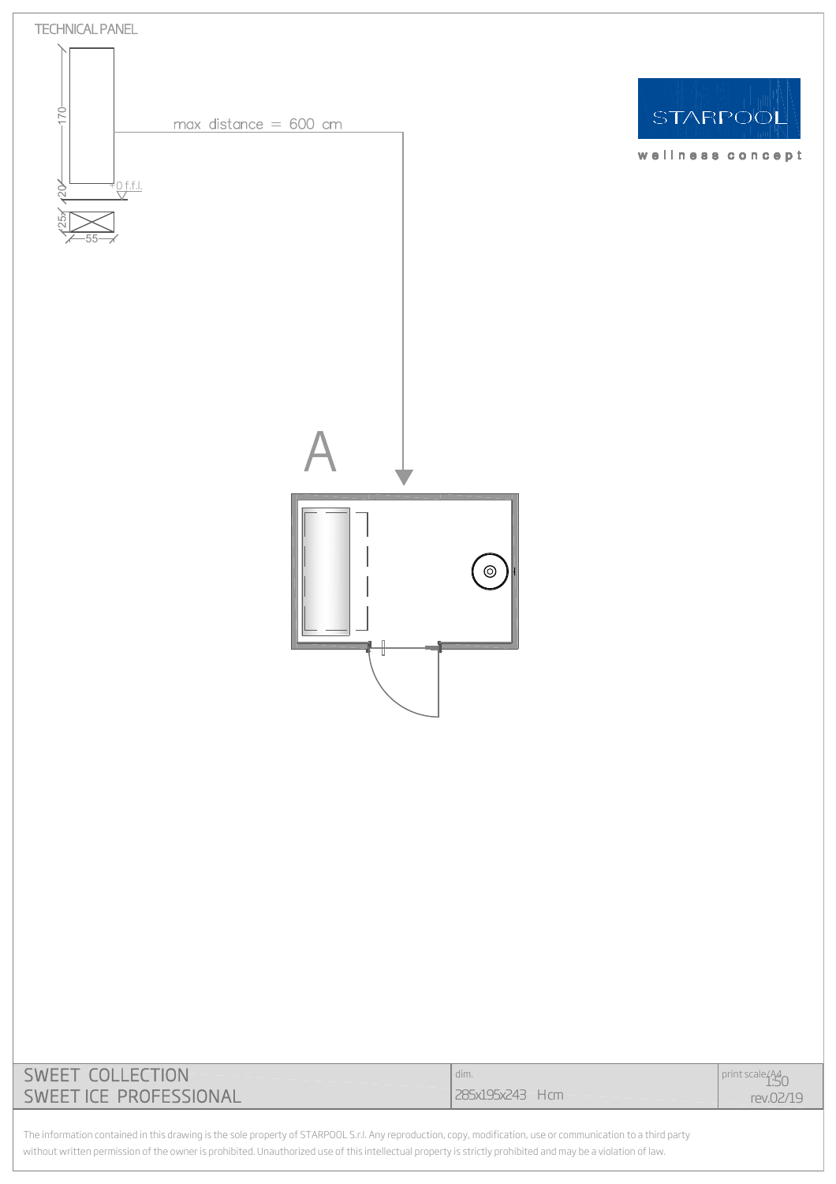TECHNICAL PANEL

170

20

25

55

0 f.f.l.

max distance = 600 cm

STARPOOL

wellness concept

A

| SWEET COLLECTION<br>SWEET ICE PROFESSIONAL | dim.<br>285x195x243 H cm | print scale/A4<br>1:50<br>rev.02/19 |
|---|---|---|

The information contained in this drawing is the sole property of STARPOOL S.r.l. Any reproduction, copy, modification, use or communication to a third party without written permission of the owner is prohibited. Unauthorized use of this intellectual property is strictly prohibited and may be a violation of law.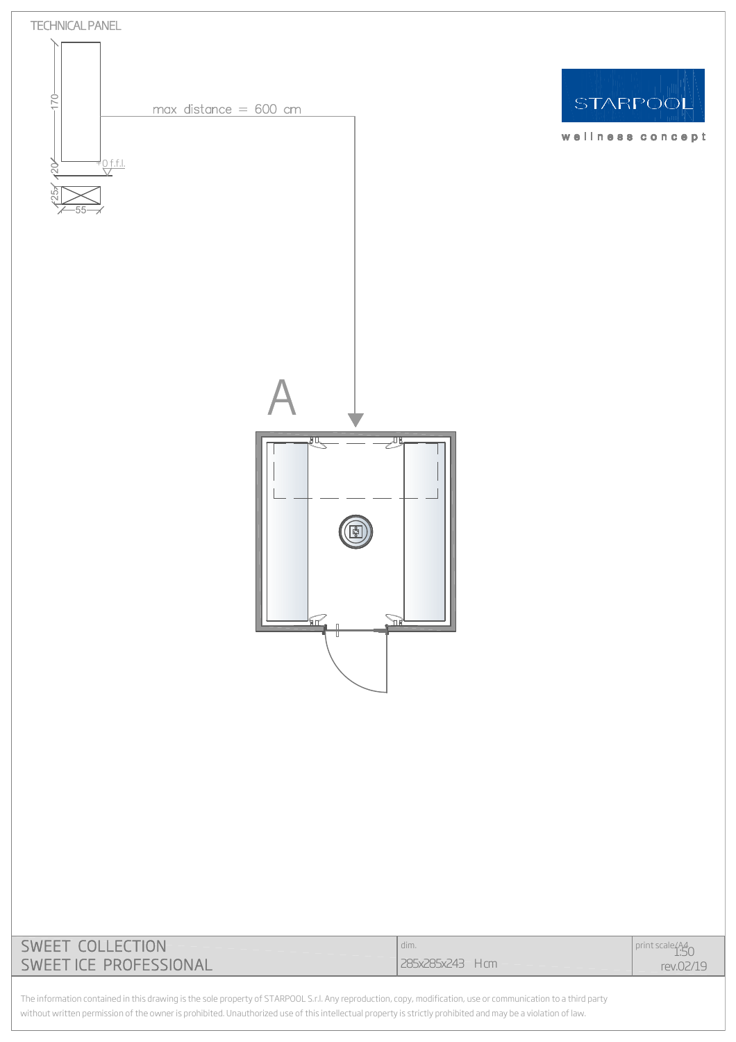TECHNICAL PANEL

170

120

25

55

0 f.f.l.

max distance = 600 cm

STARPOOL

wellness concept

A

| SWEET COLLECTION<br>SWEET ICE PROFESSIONAL | dim.<br>285x285x243 H cm | print scale/A4<br>1:50<br>rev.02/19 |
|---|---|---|

The information contained in this drawing is the sole property of STARPOOL S.r.l. Any reproduction, copy, modification, use or communication to a third party without written permission of the owner is prohibited. Unauthorized use of this intellectual property is strictly prohibited and may be a violation of law.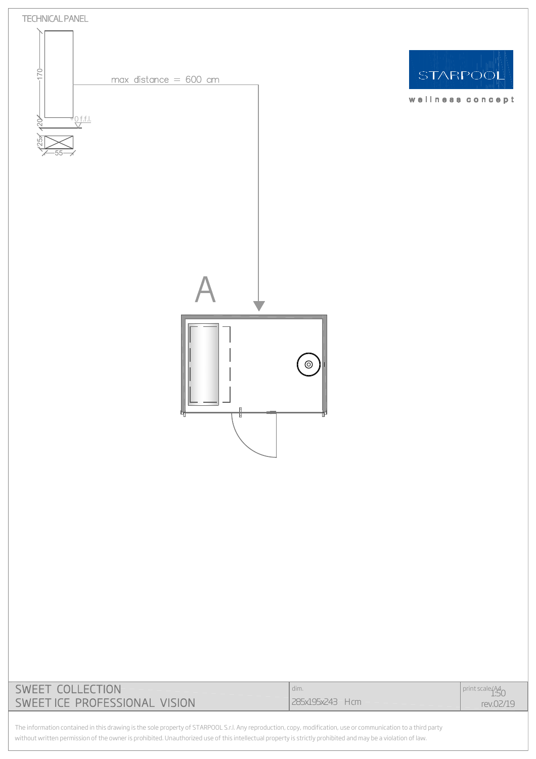TECHNICAL PANEL

170

20

25

55

0 f.f.l.

max distance = 600 cm

STARPOOL

wellness concept

A

| SWEET COLLECTION<br>SWEET ICE PROFESSIONAL VISION | dim.<br>285x195x243 H cm | print scale/A4<br>1:50<br>rev.02/19 |
|---|---|---|

The information contained in this drawing is the sole property of STARPOOL S.r.l. Any reproduction, copy, modification, use or communication to a third party without written permission of the owner is prohibited. Unauthorized use of this intellectual property is strictly prohibited and may be a violation of law.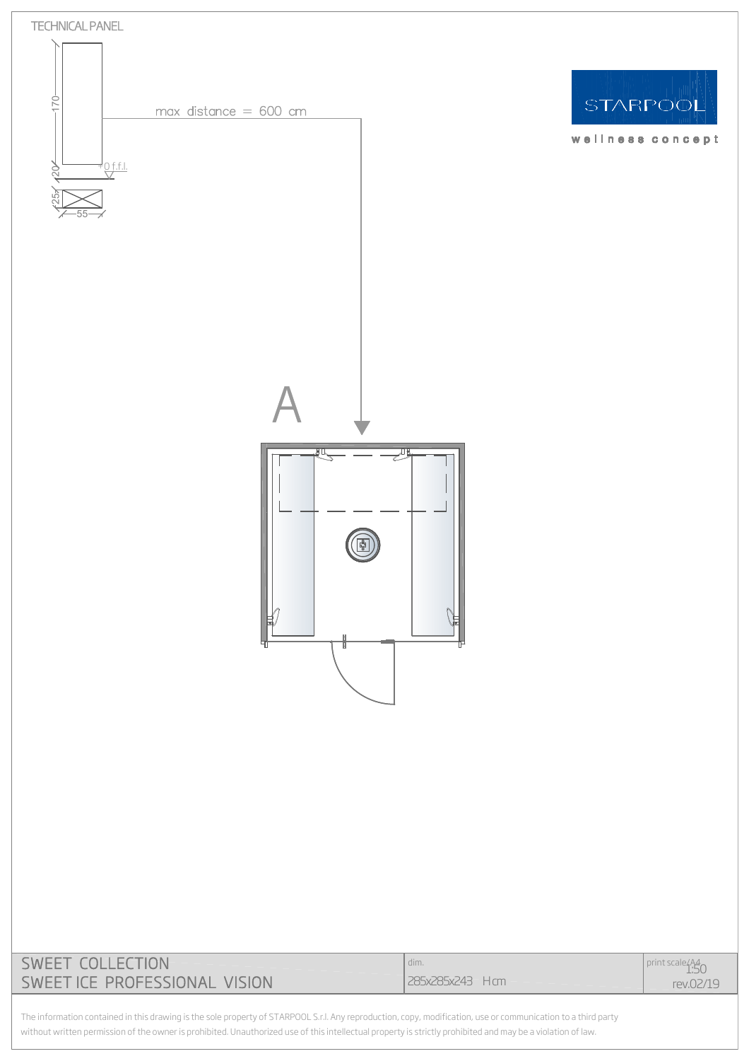TECHNICAL PANEL

170

20

0 f.f.l.

25

55

max distance = 600 cm

STARPOOL

wellness concept

A

| | | |
|---|---|---|
| SWEET COLLECTION<br>SWEET ICE PROFESSIONAL VISION | dim.<br>285x285x243 H cm | print scale/A4<br>1:50<br>rev.02/19 |

The information contained in this drawing is the sole property of STARPOOL S.r.l. Any reproduction, copy, modification, use or communication to a third party without written permission of the owner is prohibited. Unauthorized use of this intellectual property is strictly prohibited and may be a violation of law.